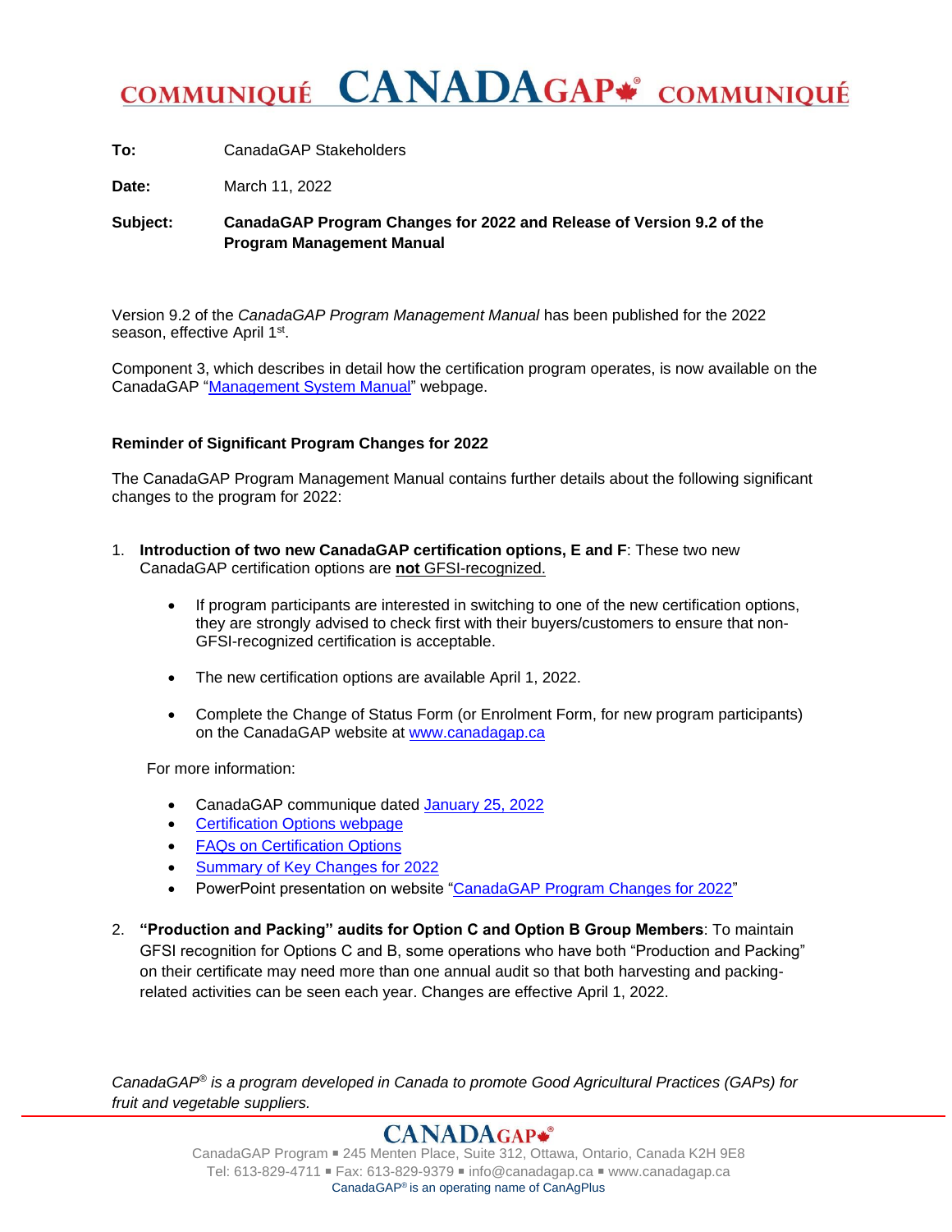# COMMUNIQUÉ CANADAGAP COMMUNIQUÉ

**To:** CanadaGAP Stakeholders

**Date:** March 11, 2022

**Subject:** **CanadaGAP Program Changes for 2022 and Release of Version 9.2 of the Program Management Manual**

Version 9.2 of the *CanadaGAP Program Management Manual* has been published for the 2022 season, effective April 1st.

Component 3, which describes in detail how the certification program operates, is now available on the CanadaGAP "Management System Manual" webpage.

**Reminder of Significant Program Changes for 2022**

The CanadaGAP Program Management Manual contains further details about the following significant changes to the program for 2022:

1. **Introduction of two new CanadaGAP certification options, E and F**: These two new CanadaGAP certification options are **not** GFSI-recognized.

   - If program participants are interested in switching to one of the new certification options, they are strongly advised to check first with their buyers/customers to ensure that non-GFSI-recognized certification is acceptable.
   - The new certification options are available April 1, 2022.
   - Complete the Change of Status Form (or Enrolment Form, for new program participants) on the CanadaGAP website at www.canadagap.ca

   For more information:

   - CanadaGAP communique dated January 25, 2022
   - Certification Options webpage
   - FAQs on Certification Options
   - Summary of Key Changes for 2022
   - PowerPoint presentation on website "CanadaGAP Program Changes for 2022"

2. **"Production and Packing" audits for Option C and Option B Group Members**: To maintain GFSI recognition for Options C and B, some operations who have both "Production and Packing" on their certificate may need more than one annual audit so that both harvesting and packing-related activities can be seen each year. Changes are effective April 1, 2022.

*CanadaGAP® is a program developed in Canada to promote Good Agricultural Practices (GAPs) for fruit and vegetable suppliers.*

CanadaGAP Program ▪ 245 Menten Place, Suite 312, Ottawa, Ontario, Canada K2H 9E8
Tel: 613-829-4711 ▪ Fax: 613-829-9379 ▪ info@canadagap.ca ▪ www.canadagap.ca
CanadaGAP® is an operating name of CanAgPlus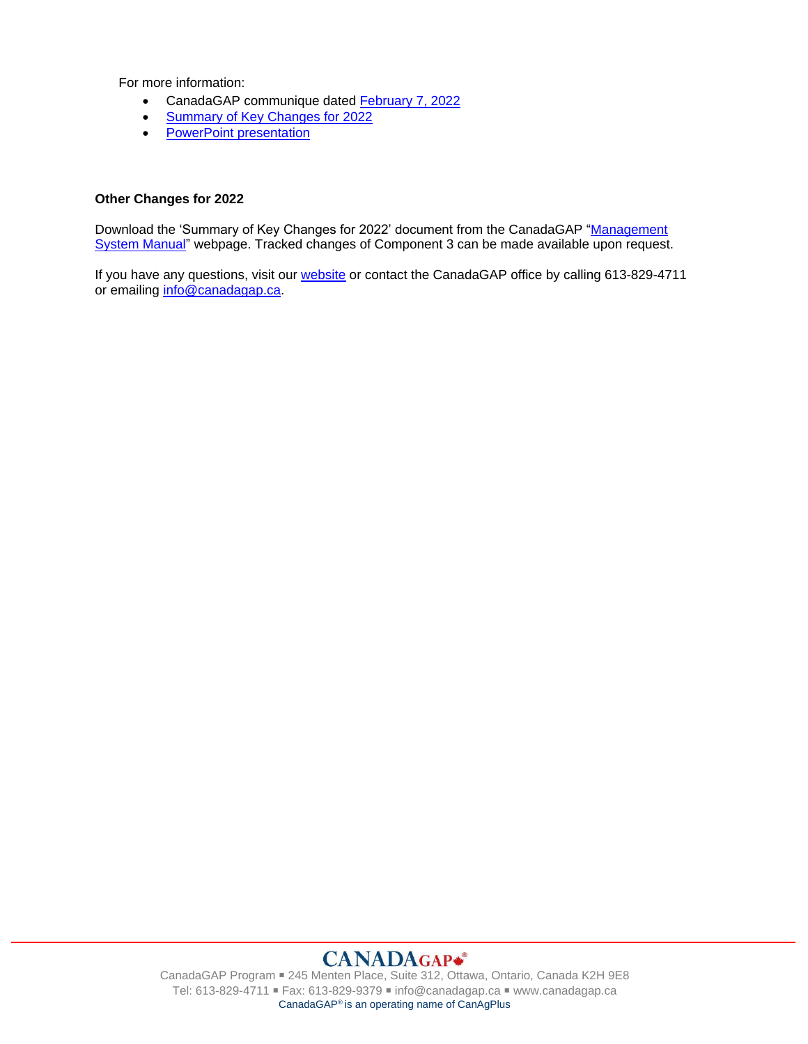For more information:

- CanadaGAP communique dated February 7, 2022
- Summary of Key Changes for 2022
- PowerPoint presentation

**Other Changes for 2022**

Download the 'Summary of Key Changes for 2022' document from the CanadaGAP "Management System Manual" webpage. Tracked changes of Component 3 can be made available upon request.

If you have any questions, visit our website or contact the CanadaGAP office by calling 613-829-4711 or emailing info@canadagap.ca.